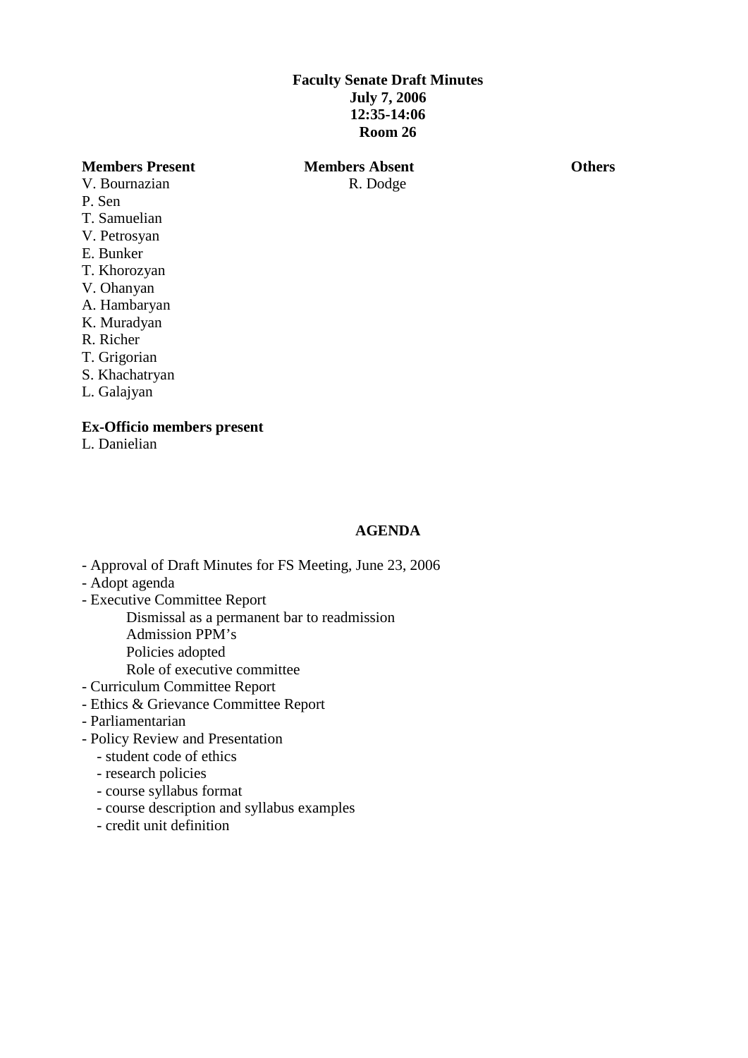**Faculty Senate Draft Minutes**
**July 7, 2006**
**12:35-14:06**
**Room 26**

| **Members Present** | **Members Absent** | **Others** |
|---|---|---|
| V. Bournazian | R. Dodge | |
| P. Sen | | |
| T. Samuelian | | |
| V. Petrosyan | | |
| E. Bunker | | |
| T. Khorozyan | | |
| V. Ohanyan | | |
| A. Hambaryan | | |
| K. Muradyan | | |
| R. Richer | | |
| T. Grigorian | | |
| S. Khachatryan | | |
| L. Galajyan | | |

**Ex-Officio members present**
L. Danielian

## AGENDA

- Approval of Draft Minutes for FS Meeting, June 23, 2006
- Adopt agenda
- Executive Committee Report
    - Dismissal as a permanent bar to readmission
    - Admission PPM's
    - Policies adopted
    - Role of executive committee
- Curriculum Committee Report
- Ethics & Grievance Committee Report
- Parliamentarian
- Policy Review and Presentation
    - student code of ethics
    - research policies
    - course syllabus format
    - course description and syllabus examples
    - credit unit definition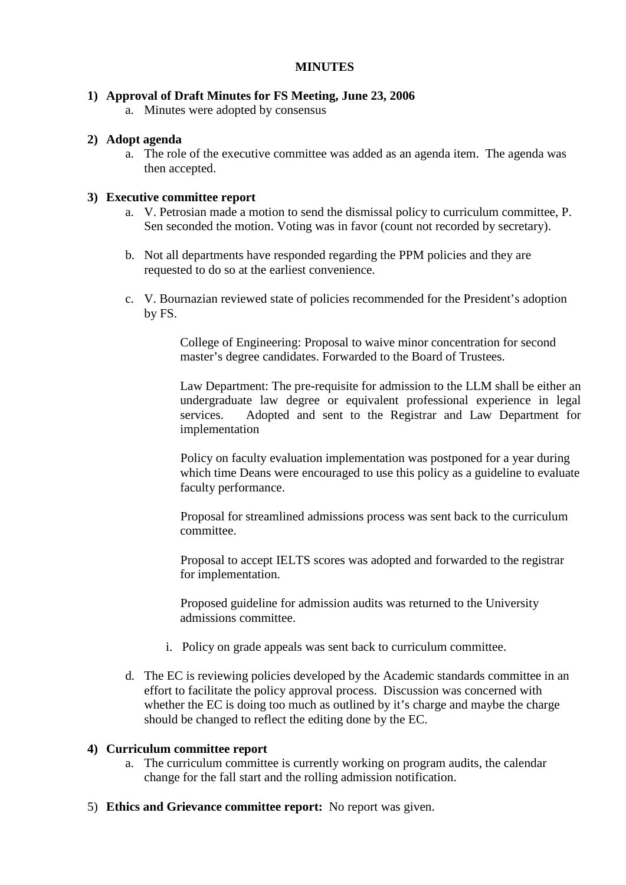**MINUTES**

1) **Approval of Draft Minutes for FS Meeting, June 23, 2006**
   a. Minutes were adopted by consensus

2) **Adopt agenda**
   a. The role of the executive committee was added as an agenda item. The agenda was then accepted.

3) **Executive committee report**
   a. V. Petrosian made a motion to send the dismissal policy to curriculum committee, P. Sen seconded the motion. Voting was in favor (count not recorded by secretary).

   b. Not all departments have responded regarding the PPM policies and they are requested to do so at the earliest convenience.

   c. V. Bournazian reviewed state of policies recommended for the President's adoption by FS.

      College of Engineering: Proposal to waive minor concentration for second master's degree candidates. Forwarded to the Board of Trustees.

      Law Department: The pre-requisite for admission to the LLM shall be either an undergraduate law degree or equivalent professional experience in legal services. Adopted and sent to the Registrar and Law Department for implementation

      Policy on faculty evaluation implementation was postponed for a year during which time Deans were encouraged to use this policy as a guideline to evaluate faculty performance.

      Proposal for streamlined admissions process was sent back to the curriculum committee.

      Proposal to accept IELTS scores was adopted and forwarded to the registrar for implementation.

      Proposed guideline for admission audits was returned to the University admissions committee.

      i. Policy on grade appeals was sent back to curriculum committee.

   d. The EC is reviewing policies developed by the Academic standards committee in an effort to facilitate the policy approval process. Discussion was concerned with whether the EC is doing too much as outlined by it's charge and maybe the charge should be changed to reflect the editing done by the EC.

4) **Curriculum committee report**
   a. The curriculum committee is currently working on program audits, the calendar change for the fall start and the rolling admission notification.

5) **Ethics and Grievance committee report:** No report was given.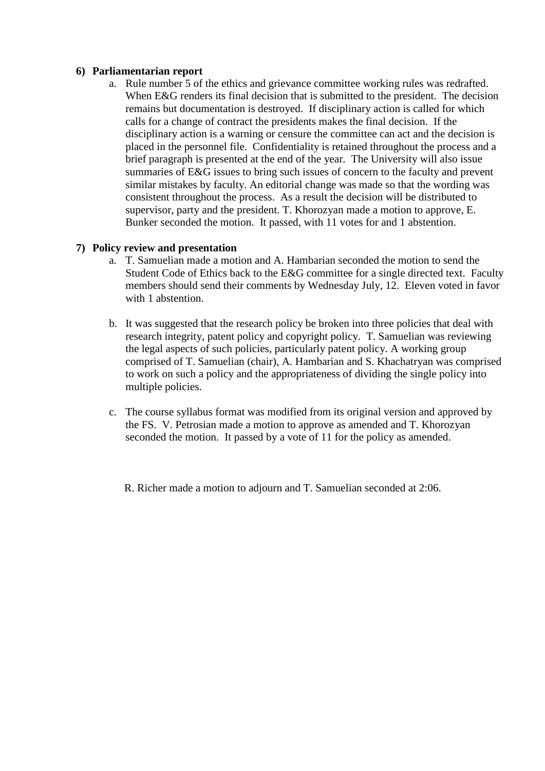6) **Parliamentarian report**

   a. Rule number 5 of the ethics and grievance committee working rules was redrafted. When E&G renders its final decision that is submitted to the president. The decision remains but documentation is destroyed. If disciplinary action is called for which calls for a change of contract the presidents makes the final decision. If the disciplinary action is a warning or censure the committee can act and the decision is placed in the personnel file. Confidentiality is retained throughout the process and a brief paragraph is presented at the end of the year. The University will also issue summaries of E&G issues to bring such issues of concern to the faculty and prevent similar mistakes by faculty. An editorial change was made so that the wording was consistent throughout the process. As a result the decision will be distributed to supervisor, party and the president. T. Khorozyan made a motion to approve, E. Bunker seconded the motion. It passed, with 11 votes for and 1 abstention.

7) **Policy review and presentation**

   a. T. Samuelian made a motion and A. Hambarian seconded the motion to send the Student Code of Ethics back to the E&G committee for a single directed text. Faculty members should send their comments by Wednesday July, 12. Eleven voted in favor with 1 abstention.

   b. It was suggested that the research policy be broken into three policies that deal with research integrity, patent policy and copyright policy. T. Samuelian was reviewing the legal aspects of such policies, particularly patent policy. A working group comprised of T. Samuelian (chair), A. Hambarian and S. Khachatryan was comprised to work on such a policy and the appropriateness of dividing the single policy into multiple policies.

   c. The course syllabus format was modified from its original version and approved by the FS. V. Petrosian made a motion to approve as amended and T. Khorozyan seconded the motion. It passed by a vote of 11 for the policy as amended.

R. Richer made a motion to adjourn and T. Samuelian seconded at 2:06.